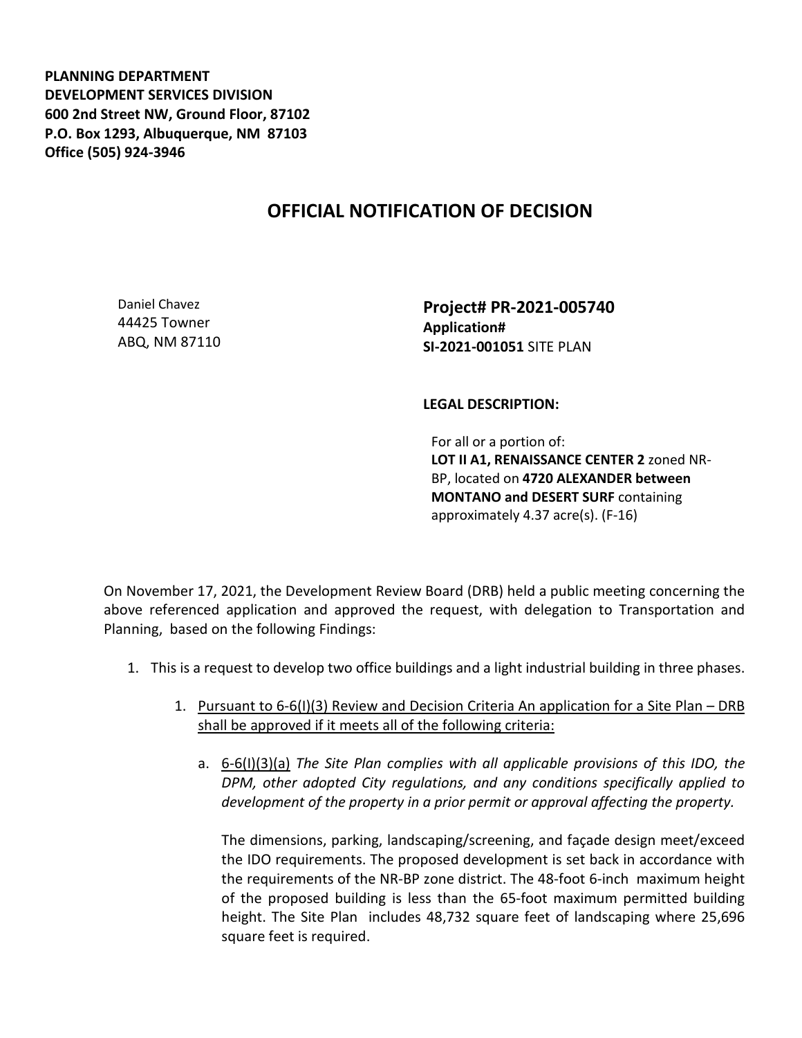**PLANNING DEPARTMENT**
**DEVELOPMENT SERVICES DIVISION**
**600 2nd Street NW, Ground Floor, 87102**
**P.O. Box 1293, Albuquerque, NM 87103**
**Office (505) 924-3946**

## OFFICIAL NOTIFICATION OF DECISION

Daniel Chavez
44425 Towner
ABQ, NM 87110

**Project# PR-2021-005740**
**Application#**
**SI-2021-001051** SITE PLAN

**LEGAL DESCRIPTION:**

For all or a portion of:
**LOT II A1, RENAISSANCE CENTER 2** zoned NR-BP, located on **4720 ALEXANDER between MONTANO and DESERT SURF** containing approximately 4.37 acre(s). (F-16)

On November 17, 2021, the Development Review Board (DRB) held a public meeting concerning the above referenced application and approved the request, with delegation to Transportation and Planning, based on the following Findings:

1. This is a request to develop two office buildings and a light industrial building in three phases.

   1. Pursuant to 6-6(I)(3) Review and Decision Criteria An application for a Site Plan – DRB shall be approved if it meets all of the following criteria:

      a. 6-6(I)(3)(a) *The Site Plan complies with all applicable provisions of this IDO, the DPM, other adopted City regulations, and any conditions specifically applied to development of the property in a prior permit or approval affecting the property.*

         The dimensions, parking, landscaping/screening, and façade design meet/exceed the IDO requirements. The proposed development is set back in accordance with the requirements of the NR-BP zone district. The 48-foot 6-inch maximum height of the proposed building is less than the 65-foot maximum permitted building height. The Site Plan includes 48,732 square feet of landscaping where 25,696 square feet is required.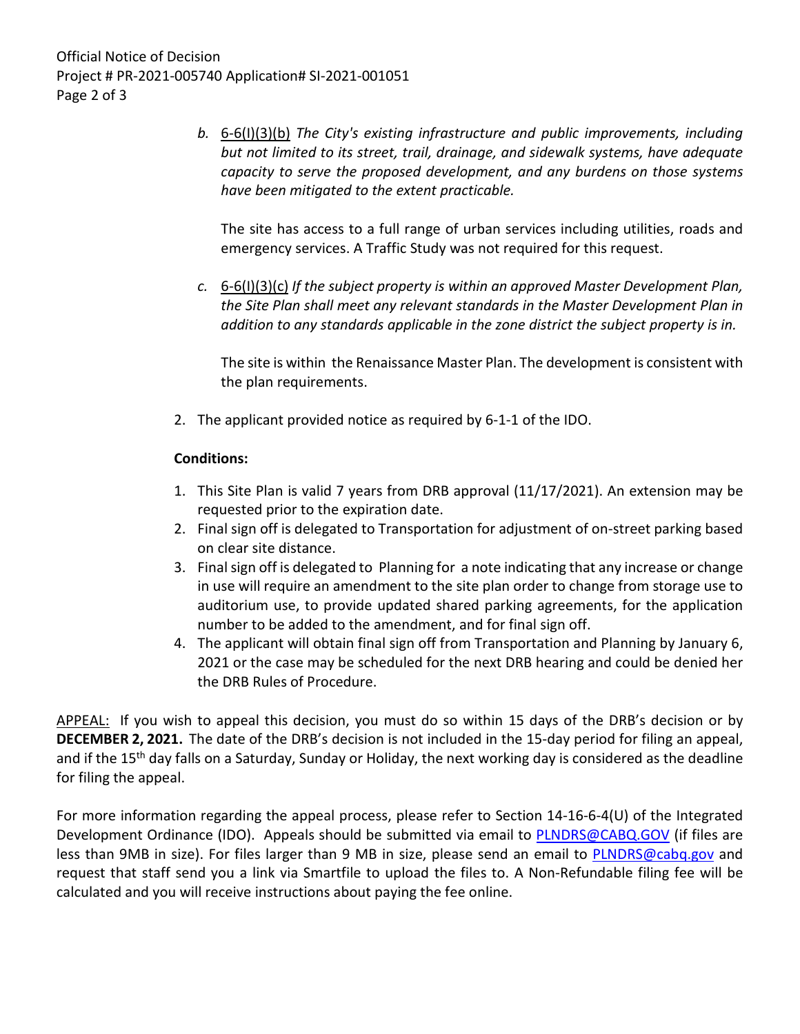*b.* 6-6(I)(3)(b) *The City's existing infrastructure and public improvements, including but not limited to its street, trail, drainage, and sidewalk systems, have adequate capacity to serve the proposed development, and any burdens on those systems have been mitigated to the extent practicable.*

The site has access to a full range of urban services including utilities, roads and emergency services. A Traffic Study was not required for this request.

*c.* 6-6(I)(3)(c) *If the subject property is within an approved Master Development Plan, the Site Plan shall meet any relevant standards in the Master Development Plan in addition to any standards applicable in the zone district the subject property is in.*

The site is within the Renaissance Master Plan. The development is consistent with the plan requirements.

2. The applicant provided notice as required by 6-1-1 of the IDO.

**Conditions:**

1. This Site Plan is valid 7 years from DRB approval (11/17/2021). An extension may be requested prior to the expiration date.
2. Final sign off is delegated to Transportation for adjustment of on-street parking based on clear site distance.
3. Final sign off is delegated to Planning for a note indicating that any increase or change in use will require an amendment to the site plan order to change from storage use to auditorium use, to provide updated shared parking agreements, for the application number to be added to the amendment, and for final sign off.
4. The applicant will obtain final sign off from Transportation and Planning by January 6, 2021 or the case may be scheduled for the next DRB hearing and could be denied her the DRB Rules of Procedure.

APPEAL: If you wish to appeal this decision, you must do so within 15 days of the DRB's decision or by **DECEMBER 2, 2021.** The date of the DRB's decision is not included in the 15-day period for filing an appeal, and if the 15th day falls on a Saturday, Sunday or Holiday, the next working day is considered as the deadline for filing the appeal.

For more information regarding the appeal process, please refer to Section 14-16-6-4(U) of the Integrated Development Ordinance (IDO). Appeals should be submitted via email to PLNDRS@CABQ.GOV (if files are less than 9MB in size). For files larger than 9 MB in size, please send an email to PLNDRS@cabq.gov and request that staff send you a link via Smartfile to upload the files to. A Non-Refundable filing fee will be calculated and you will receive instructions about paying the fee online.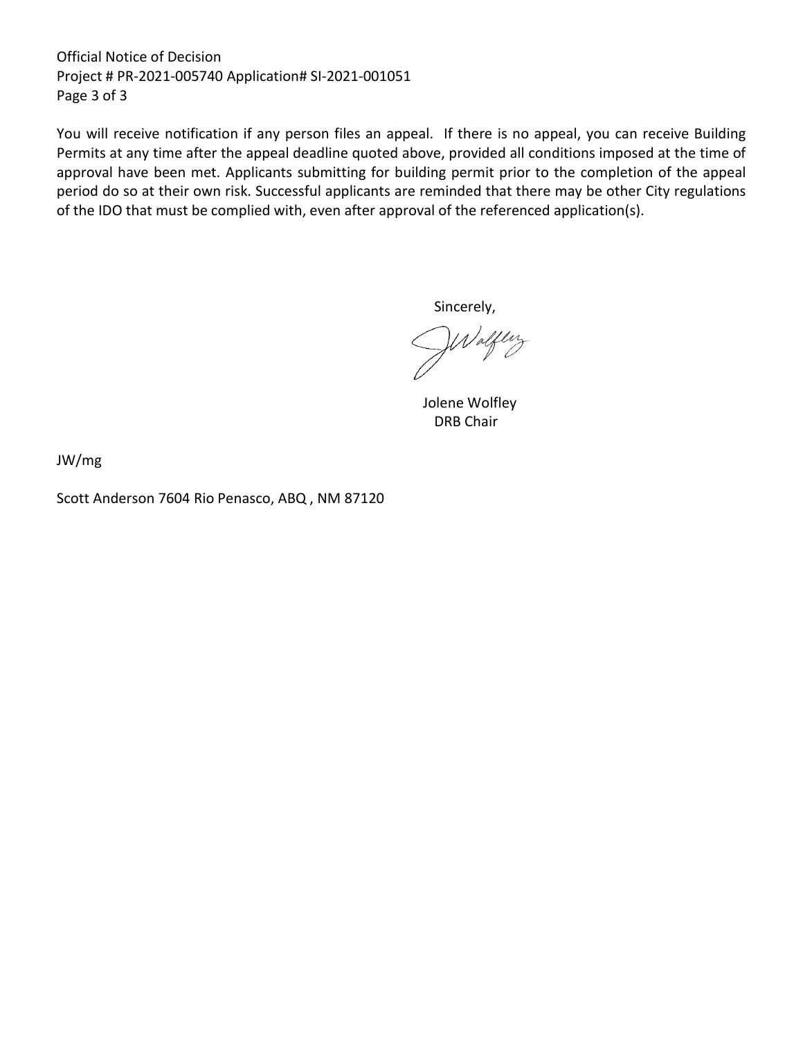You will receive notification if any person files an appeal. If there is no appeal, you can receive Building Permits at any time after the appeal deadline quoted above, provided all conditions imposed at the time of approval have been met. Applicants submitting for building permit prior to the completion of the appeal period do so at their own risk. Successful applicants are reminded that there may be other City regulations of the IDO that must be complied with, even after approval of the referenced application(s).

Sincerely,

Jolene Wolfley
DRB Chair

JW/mg

Scott Anderson 7604 Rio Penasco, ABQ , NM 87120